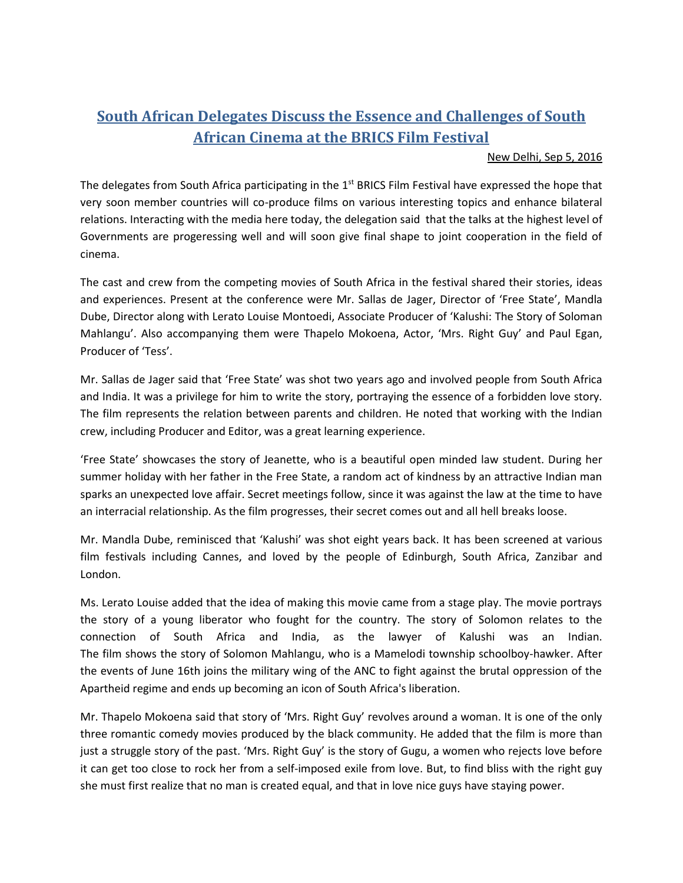# South African Delegates Discuss the Essence and Challenges of South African Cinema at the BRICS Film Festival

New Delhi, Sep 5, 2016

The delegates from South Africa participating in the 1st BRICS Film Festival have expressed the hope that very soon member countries will co-produce films on various interesting topics and enhance bilateral relations. Interacting with the media here today, the delegation said that the talks at the highest level of Governments are progeressing well and will soon give final shape to joint cooperation in the field of cinema.

The cast and crew from the competing movies of South Africa in the festival shared their stories, ideas and experiences. Present at the conference were Mr. Sallas de Jager, Director of 'Free State', Mandla Dube, Director along with Lerato Louise Montoedi, Associate Producer of 'Kalushi: The Story of Soloman Mahlangu'. Also accompanying them were Thapelo Mokoena, Actor, 'Mrs. Right Guy' and Paul Egan, Producer of 'Tess'.

Mr. Sallas de Jager said that 'Free State' was shot two years ago and involved people from South Africa and India. It was a privilege for him to write the story, portraying the essence of a forbidden love story. The film represents the relation between parents and children. He noted that working with the Indian crew, including Producer and Editor, was a great learning experience.

'Free State' showcases the story of Jeanette, who is a beautiful open minded law student. During her summer holiday with her father in the Free State, a random act of kindness by an attractive Indian man sparks an unexpected love affair. Secret meetings follow, since it was against the law at the time to have an interracial relationship. As the film progresses, their secret comes out and all hell breaks loose.

Mr. Mandla Dube, reminisced that 'Kalushi' was shot eight years back. It has been screened at various film festivals including Cannes, and loved by the people of Edinburgh, South Africa, Zanzibar and London.

Ms. Lerato Louise added that the idea of making this movie came from a stage play. The movie portrays the story of a young liberator who fought for the country. The story of Solomon relates to the connection of South Africa and India, as the lawyer of Kalushi was an Indian. The film shows the story of Solomon Mahlangu, who is a Mamelodi township schoolboy-hawker. After the events of June 16th joins the military wing of the ANC to fight against the brutal oppression of the Apartheid regime and ends up becoming an icon of South Africa's liberation.

Mr. Thapelo Mokoena said that story of 'Mrs. Right Guy' revolves around a woman. It is one of the only three romantic comedy movies produced by the black community. He added that the film is more than just a struggle story of the past. 'Mrs. Right Guy' is the story of Gugu, a women who rejects love before it can get too close to rock her from a self-imposed exile from love. But, to find bliss with the right guy she must first realize that no man is created equal, and that in love nice guys have staying power.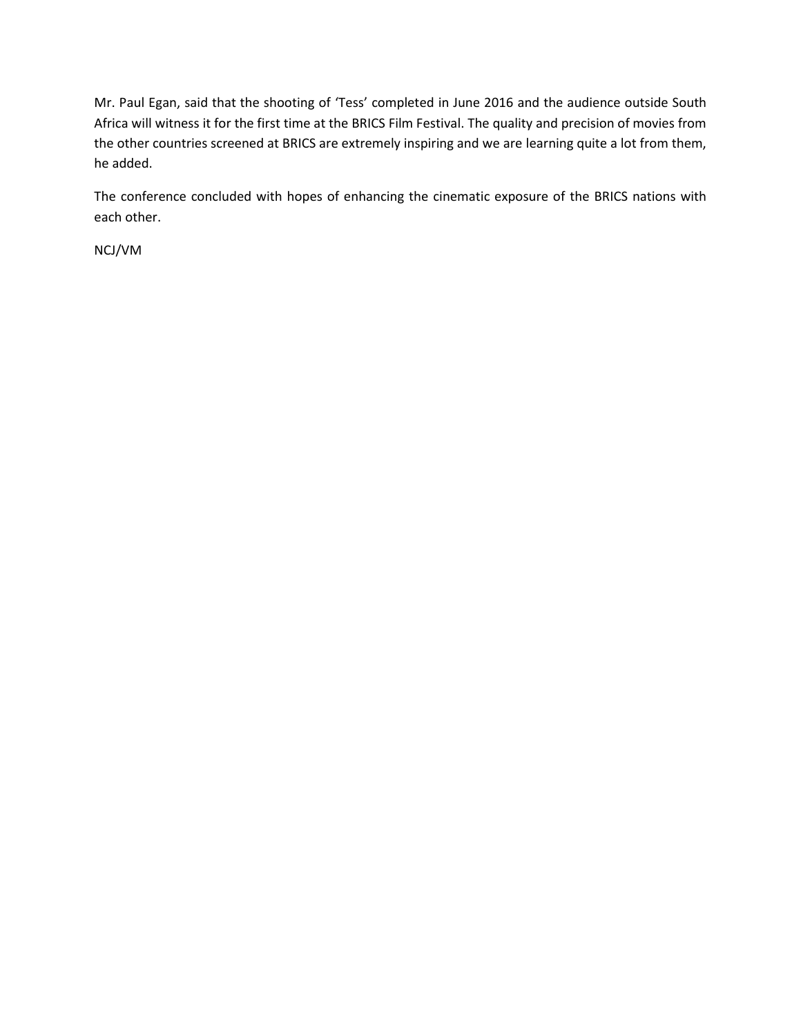Mr. Paul Egan, said that the shooting of 'Tess' completed in June 2016 and the audience outside South Africa will witness it for the first time at the BRICS Film Festival. The quality and precision of movies from the other countries screened at BRICS are extremely inspiring and we are learning quite a lot from them, he added.

The conference concluded with hopes of enhancing the cinematic exposure of the BRICS nations with each other.

NCJ/VM